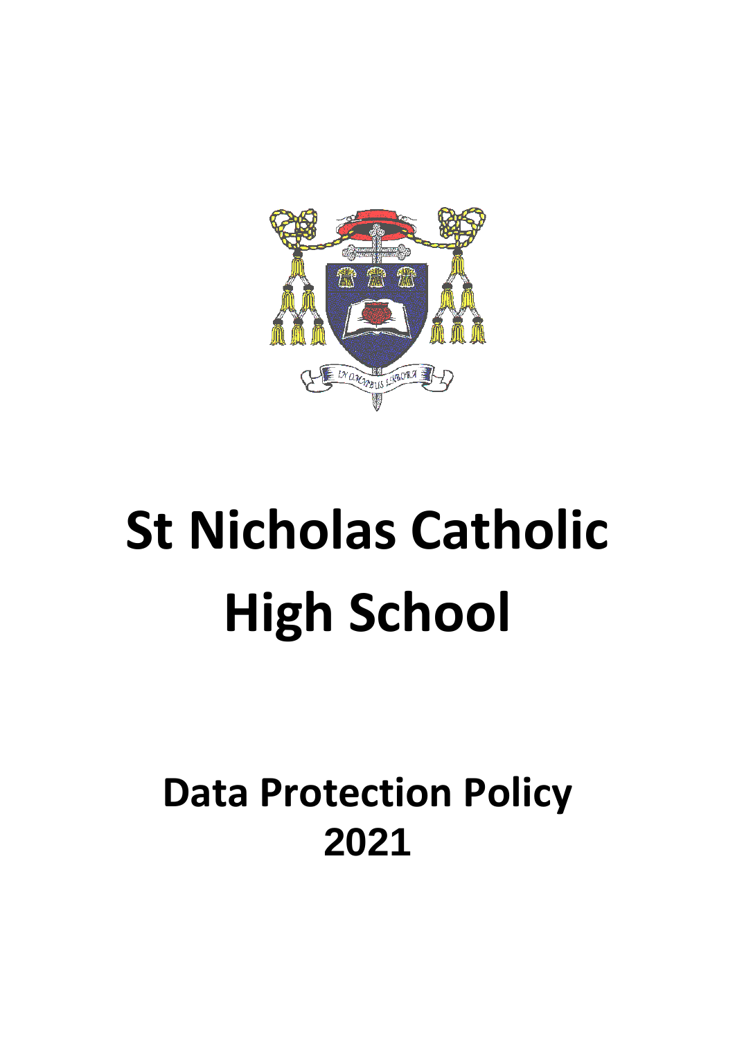# St Nicholas Catholic High School

## Data Protection Policy 2021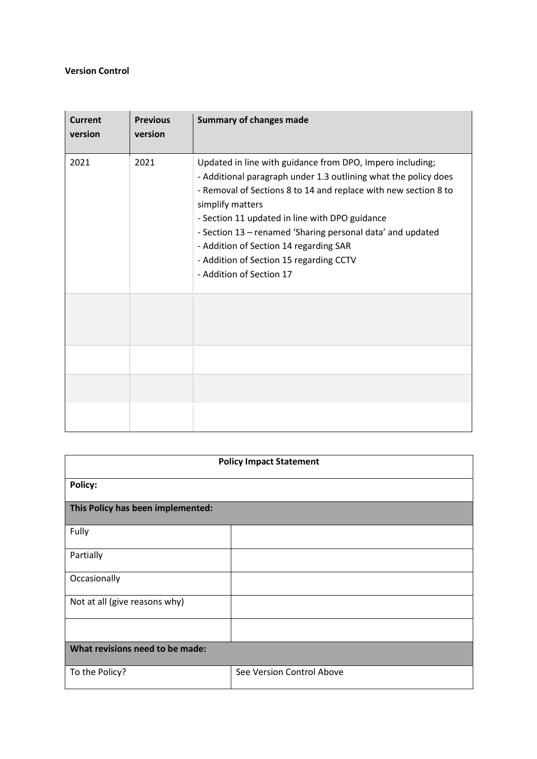**Version Control**

| Current version | Previous version | Summary of changes made |
|---|---|---|
| 2021 | 2021 | Updated in line with guidance from DPO, Impero including;<br>- Additional paragraph under 1.3 outlining what the policy does<br>- Removal of Sections 8 to 14 and replace with new section 8 to simplify matters<br>- Section 11 updated in line with DPO guidance<br>- Section 13 – renamed 'Sharing personal data' and updated<br>- Addition of Section 14 regarding SAR<br>- Addition of Section 15 regarding CCTV<br>- Addition of Section 17 |
| | | |
| | | |
| | | |
| | | |

| Policy Impact Statement | |
|---|---|
| **Policy:** | |
| **This Policy has been implemented:** | |
| Fully | |
| Partially | |
| Occasionally | |
| Not at all (give reasons why) | |
| | |
| **What revisions need to be made:** | |
| To the Policy? | See Version Control Above |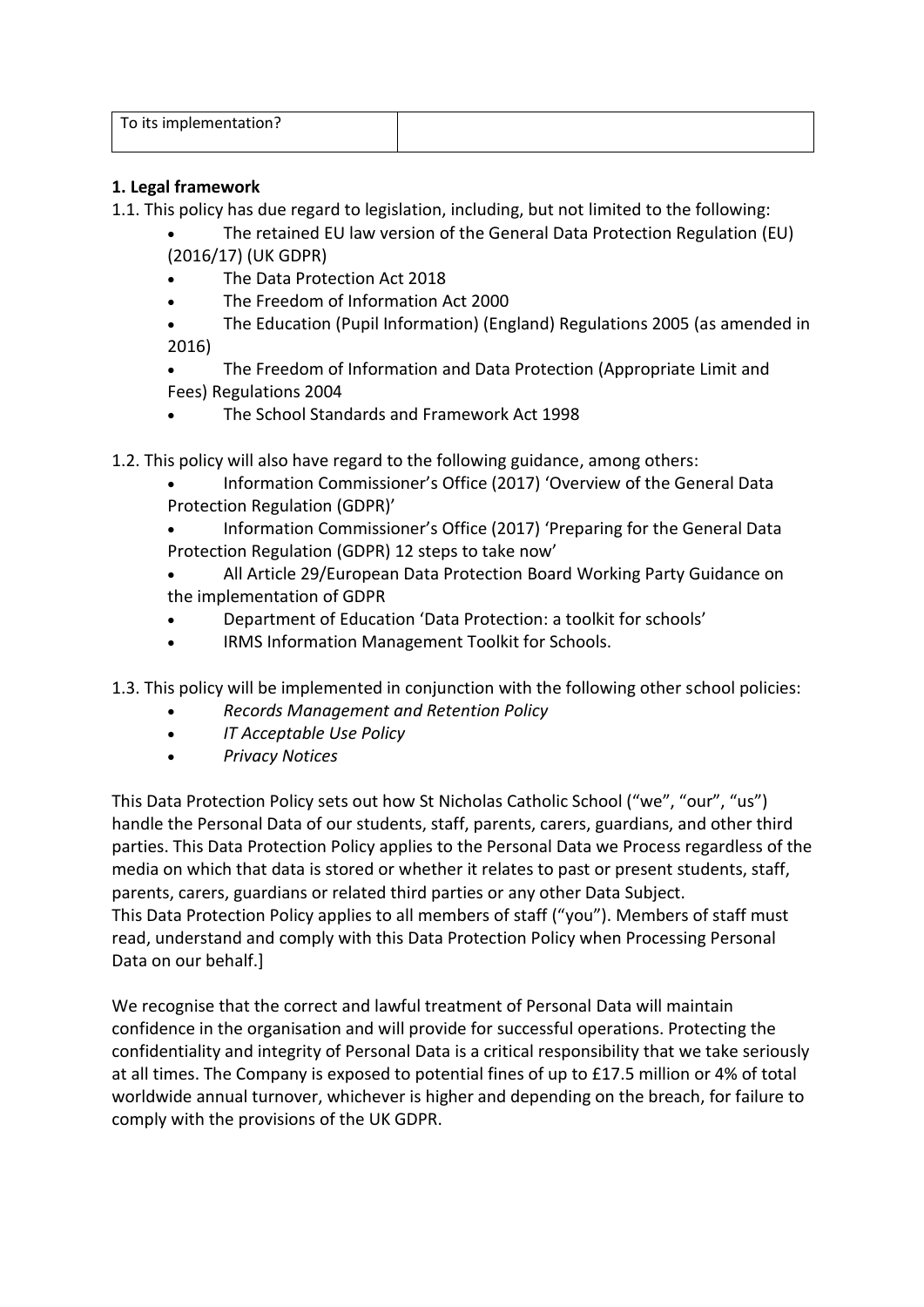| | |
|---|---|
| To its implementation? | |

**1. Legal framework**

1.1. This policy has due regard to legislation, including, but not limited to the following:

- The retained EU law version of the General Data Protection Regulation (EU) (2016/17) (UK GDPR)
- The Data Protection Act 2018
- The Freedom of Information Act 2000
- The Education (Pupil Information) (England) Regulations 2005 (as amended in 2016)
- The Freedom of Information and Data Protection (Appropriate Limit and Fees) Regulations 2004
- The School Standards and Framework Act 1998

1.2. This policy will also have regard to the following guidance, among others:

- Information Commissioner's Office (2017) 'Overview of the General Data Protection Regulation (GDPR)'
- Information Commissioner's Office (2017) 'Preparing for the General Data Protection Regulation (GDPR) 12 steps to take now'
- All Article 29/European Data Protection Board Working Party Guidance on the implementation of GDPR
- Department of Education 'Data Protection: a toolkit for schools'
- IRMS Information Management Toolkit for Schools.

1.3. This policy will be implemented in conjunction with the following other school policies:

- *Records Management and Retention Policy*
- *IT Acceptable Use Policy*
- *Privacy Notices*

This Data Protection Policy sets out how St Nicholas Catholic School ("we", "our", "us") handle the Personal Data of our students, staff, parents, carers, guardians, and other third parties. This Data Protection Policy applies to the Personal Data we Process regardless of the media on which that data is stored or whether it relates to past or present students, staff, parents, carers, guardians or related third parties or any other Data Subject.
This Data Protection Policy applies to all members of staff ("you"). Members of staff must read, understand and comply with this Data Protection Policy when Processing Personal Data on our behalf.]

We recognise that the correct and lawful treatment of Personal Data will maintain confidence in the organisation and will provide for successful operations. Protecting the confidentiality and integrity of Personal Data is a critical responsibility that we take seriously at all times. The Company is exposed to potential fines of up to £17.5 million or 4% of total worldwide annual turnover, whichever is higher and depending on the breach, for failure to comply with the provisions of the UK GDPR.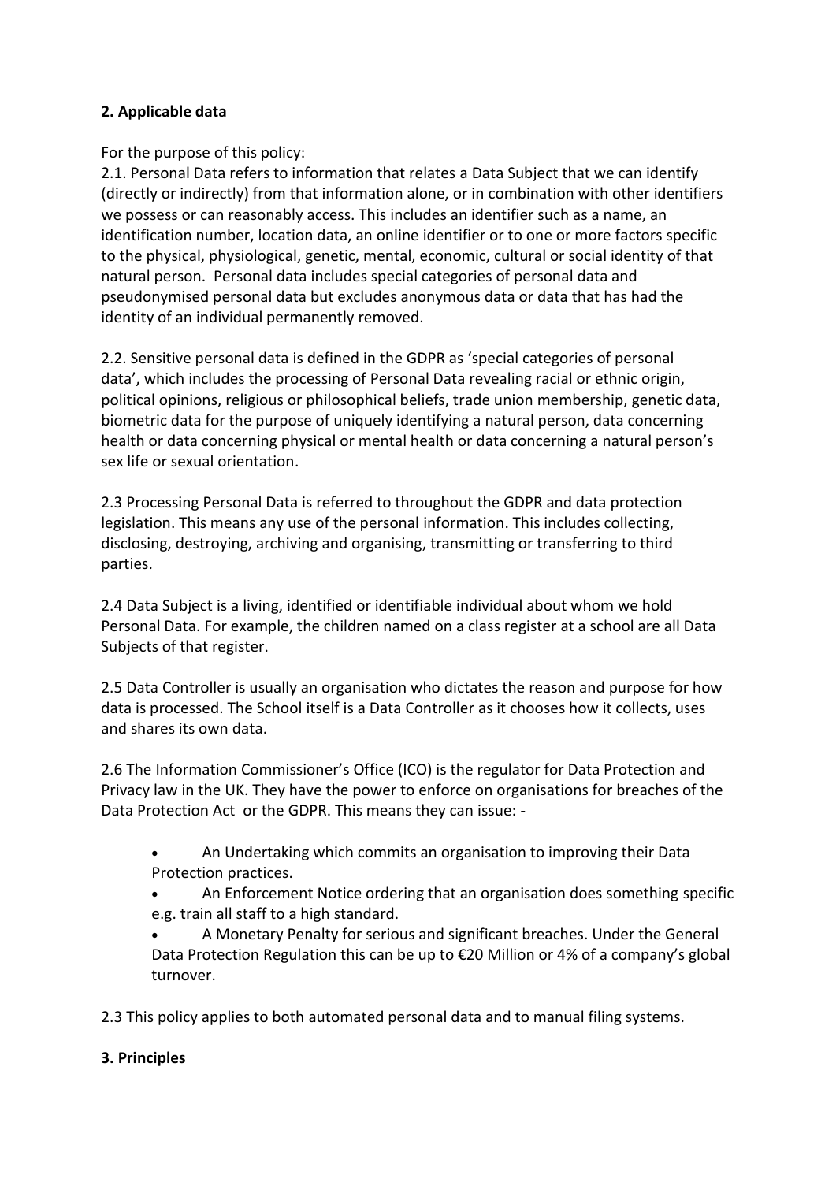**2. Applicable data**

For the purpose of this policy:

2.1. Personal Data refers to information that relates a Data Subject that we can identify (directly or indirectly) from that information alone, or in combination with other identifiers we possess or can reasonably access. This includes an identifier such as a name, an identification number, location data, an online identifier or to one or more factors specific to the physical, physiological, genetic, mental, economic, cultural or social identity of that natural person. Personal data includes special categories of personal data and pseudonymised personal data but excludes anonymous data or data that has had the identity of an individual permanently removed.

2.2. Sensitive personal data is defined in the GDPR as 'special categories of personal data', which includes the processing of Personal Data revealing racial or ethnic origin, political opinions, religious or philosophical beliefs, trade union membership, genetic data, biometric data for the purpose of uniquely identifying a natural person, data concerning health or data concerning physical or mental health or data concerning a natural person's sex life or sexual orientation.

2.3 Processing Personal Data is referred to throughout the GDPR and data protection legislation. This means any use of the personal information. This includes collecting, disclosing, destroying, archiving and organising, transmitting or transferring to third parties.

2.4 Data Subject is a living, identified or identifiable individual about whom we hold Personal Data. For example, the children named on a class register at a school are all Data Subjects of that register.

2.5 Data Controller is usually an organisation who dictates the reason and purpose for how data is processed. The School itself is a Data Controller as it chooses how it collects, uses and shares its own data.

2.6 The Information Commissioner's Office (ICO) is the regulator for Data Protection and Privacy law in the UK. They have the power to enforce on organisations for breaches of the Data Protection Act or the GDPR. This means they can issue: -

- An Undertaking which commits an organisation to improving their Data Protection practices.
- An Enforcement Notice ordering that an organisation does something specific e.g. train all staff to a high standard.
- A Monetary Penalty for serious and significant breaches. Under the General Data Protection Regulation this can be up to €20 Million or 4% of a company's global turnover.

2.3 This policy applies to both automated personal data and to manual filing systems.

**3. Principles**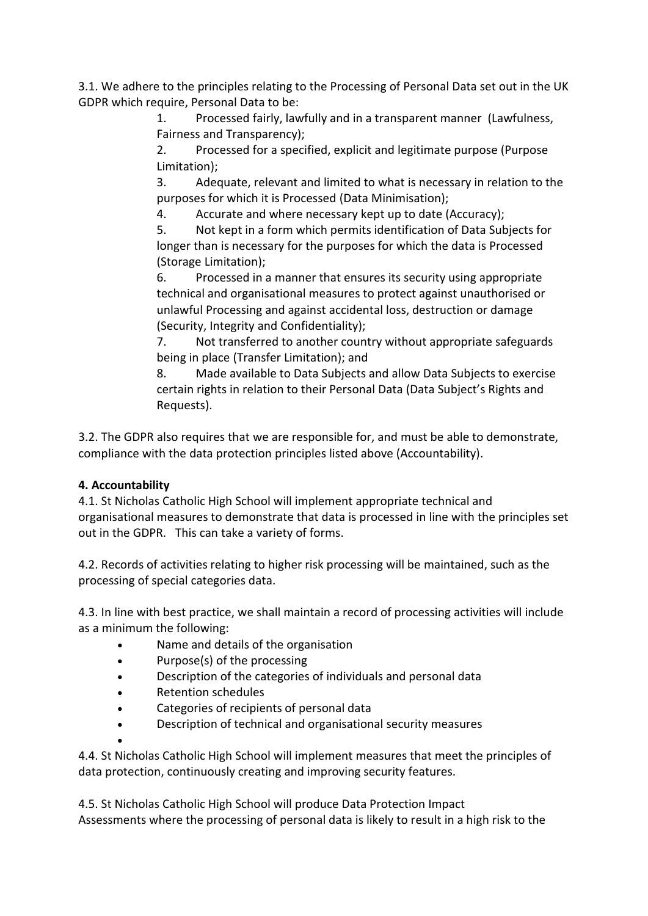3.1. We adhere to the principles relating to the Processing of Personal Data set out in the UK GDPR which require, Personal Data to be:

1. Processed fairly, lawfully and in a transparent manner (Lawfulness, Fairness and Transparency);
2. Processed for a specified, explicit and legitimate purpose (Purpose Limitation);
3. Adequate, relevant and limited to what is necessary in relation to the purposes for which it is Processed (Data Minimisation);
4. Accurate and where necessary kept up to date (Accuracy);
5. Not kept in a form which permits identification of Data Subjects for longer than is necessary for the purposes for which the data is Processed (Storage Limitation);
6. Processed in a manner that ensures its security using appropriate technical and organisational measures to protect against unauthorised or unlawful Processing and against accidental loss, destruction or damage (Security, Integrity and Confidentiality);
7. Not transferred to another country without appropriate safeguards being in place (Transfer Limitation); and
8. Made available to Data Subjects and allow Data Subjects to exercise certain rights in relation to their Personal Data (Data Subject's Rights and Requests).

3.2. The GDPR also requires that we are responsible for, and must be able to demonstrate, compliance with the data protection principles listed above (Accountability).

**4. Accountability**

4.1. St Nicholas Catholic High School will implement appropriate technical and organisational measures to demonstrate that data is processed in line with the principles set out in the GDPR. This can take a variety of forms.

4.2. Records of activities relating to higher risk processing will be maintained, such as the processing of special categories data.

4.3. In line with best practice, we shall maintain a record of processing activities will include as a minimum the following:

- Name and details of the organisation
- Purpose(s) of the processing
- Description of the categories of individuals and personal data
- Retention schedules
- Categories of recipients of personal data
- Description of technical and organisational security measures

4.4. St Nicholas Catholic High School will implement measures that meet the principles of data protection, continuously creating and improving security features.

4.5. St Nicholas Catholic High School will produce Data Protection Impact Assessments where the processing of personal data is likely to result in a high risk to the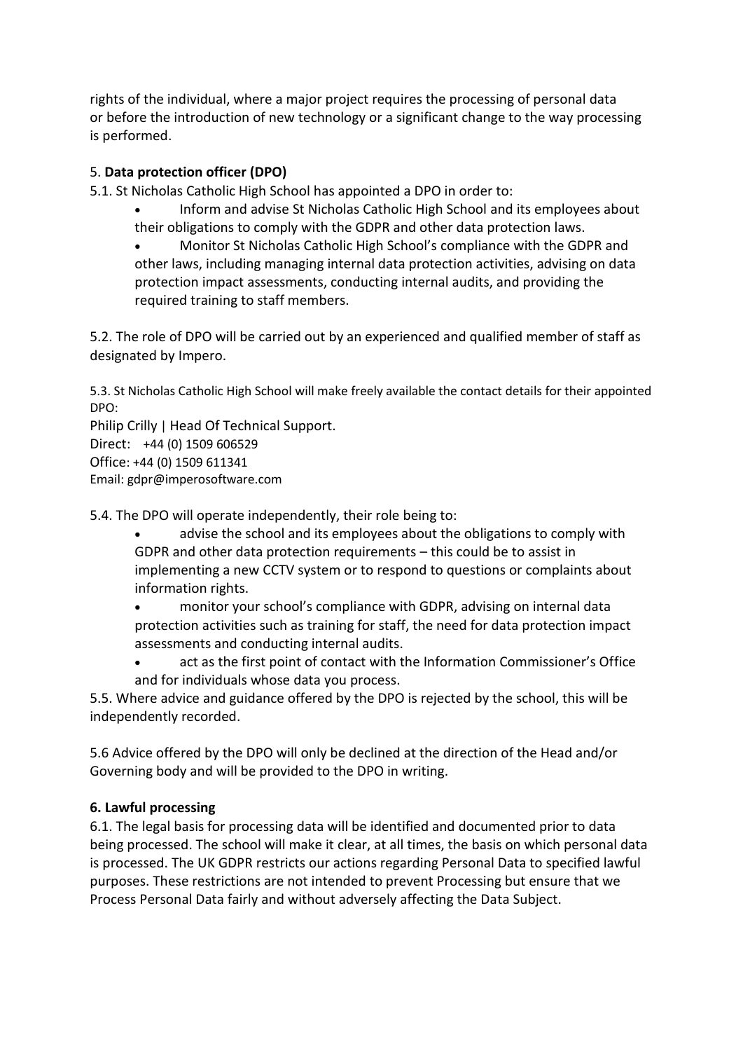rights of the individual, where a major project requires the processing of personal data or before the introduction of new technology or a significant change to the way processing is performed.

5. **Data protection officer (DPO)**

5.1. St Nicholas Catholic High School has appointed a DPO in order to:

- Inform and advise St Nicholas Catholic High School and its employees about their obligations to comply with the GDPR and other data protection laws.
- Monitor St Nicholas Catholic High School's compliance with the GDPR and other laws, including managing internal data protection activities, advising on data protection impact assessments, conducting internal audits, and providing the required training to staff members.

5.2. The role of DPO will be carried out by an experienced and qualified member of staff as designated by Impero.

5.3. St Nicholas Catholic High School will make freely available the contact details for their appointed DPO:

Philip Crilly | Head Of Technical Support.
Direct: +44 (0) 1509 606529
Office: +44 (0) 1509 611341
Email: gdpr@imperosoftware.com

5.4. The DPO will operate independently, their role being to:

- advise the school and its employees about the obligations to comply with GDPR and other data protection requirements – this could be to assist in implementing a new CCTV system or to respond to questions or complaints about information rights.
- monitor your school's compliance with GDPR, advising on internal data protection activities such as training for staff, the need for data protection impact assessments and conducting internal audits.
- act as the first point of contact with the Information Commissioner's Office and for individuals whose data you process.

5.5. Where advice and guidance offered by the DPO is rejected by the school, this will be independently recorded.

5.6 Advice offered by the DPO will only be declined at the direction of the Head and/or Governing body and will be provided to the DPO in writing.

**6. Lawful processing**

6.1. The legal basis for processing data will be identified and documented prior to data being processed. The school will make it clear, at all times, the basis on which personal data is processed. The UK GDPR restricts our actions regarding Personal Data to specified lawful purposes. These restrictions are not intended to prevent Processing but ensure that we Process Personal Data fairly and without adversely affecting the Data Subject.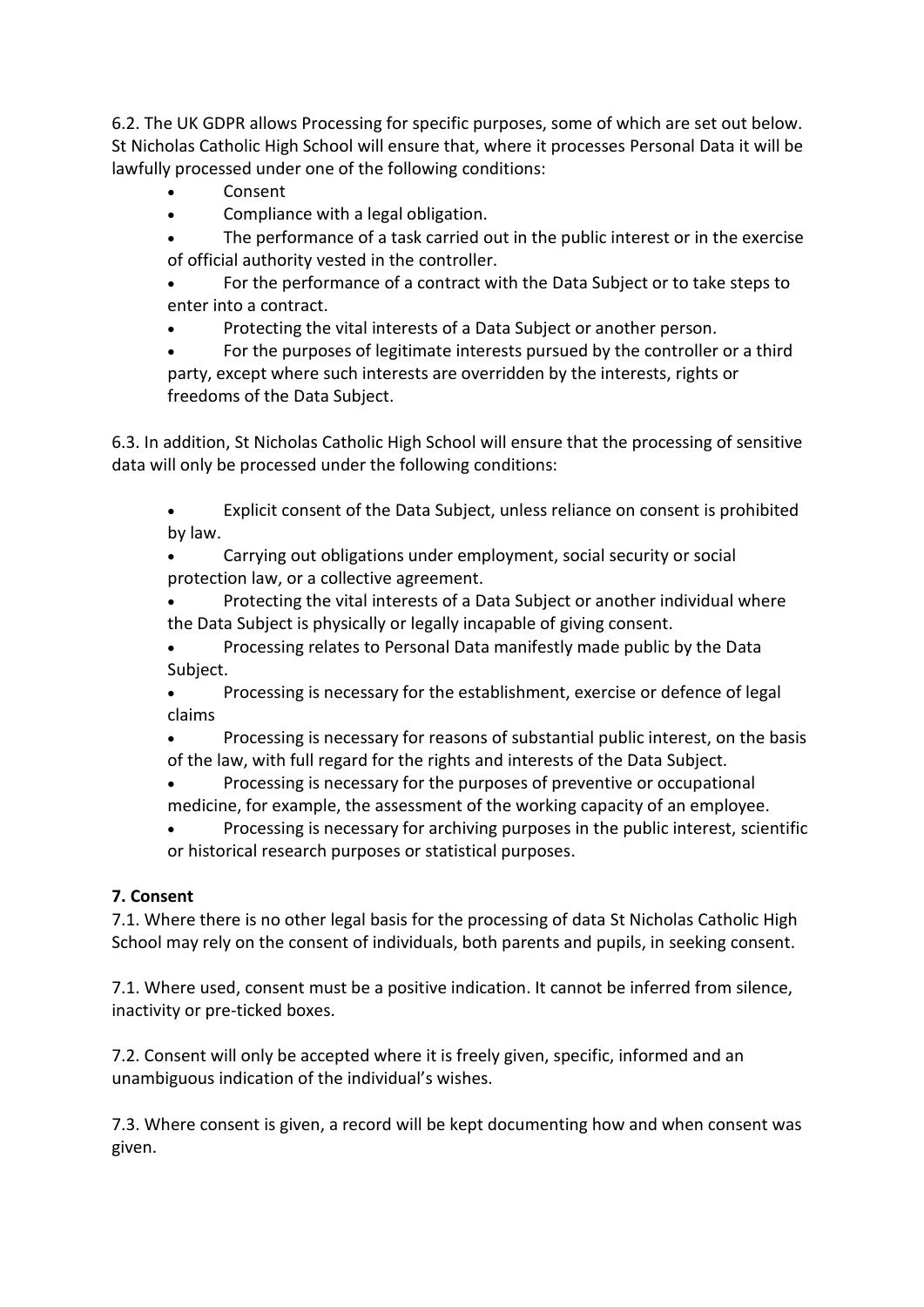6.2. The UK GDPR allows Processing for specific purposes, some of which are set out below. St Nicholas Catholic High School will ensure that, where it processes Personal Data it will be lawfully processed under one of the following conditions:

- Consent
- Compliance with a legal obligation.
- The performance of a task carried out in the public interest or in the exercise of official authority vested in the controller.
- For the performance of a contract with the Data Subject or to take steps to enter into a contract.
- Protecting the vital interests of a Data Subject or another person.
- For the purposes of legitimate interests pursued by the controller or a third party, except where such interests are overridden by the interests, rights or freedoms of the Data Subject.

6.3. In addition, St Nicholas Catholic High School will ensure that the processing of sensitive data will only be processed under the following conditions:

- Explicit consent of the Data Subject, unless reliance on consent is prohibited by law.
- Carrying out obligations under employment, social security or social protection law, or a collective agreement.
- Protecting the vital interests of a Data Subject or another individual where the Data Subject is physically or legally incapable of giving consent.
- Processing relates to Personal Data manifestly made public by the Data Subject.
- Processing is necessary for the establishment, exercise or defence of legal claims
- Processing is necessary for reasons of substantial public interest, on the basis of the law, with full regard for the rights and interests of the Data Subject.
- Processing is necessary for the purposes of preventive or occupational medicine, for example, the assessment of the working capacity of an employee.
- Processing is necessary for archiving purposes in the public interest, scientific or historical research purposes or statistical purposes.

**7. Consent**

7.1. Where there is no other legal basis for the processing of data St Nicholas Catholic High School may rely on the consent of individuals, both parents and pupils, in seeking consent.

7.1. Where used, consent must be a positive indication. It cannot be inferred from silence, inactivity or pre-ticked boxes.

7.2. Consent will only be accepted where it is freely given, specific, informed and an unambiguous indication of the individual's wishes.

7.3. Where consent is given, a record will be kept documenting how and when consent was given.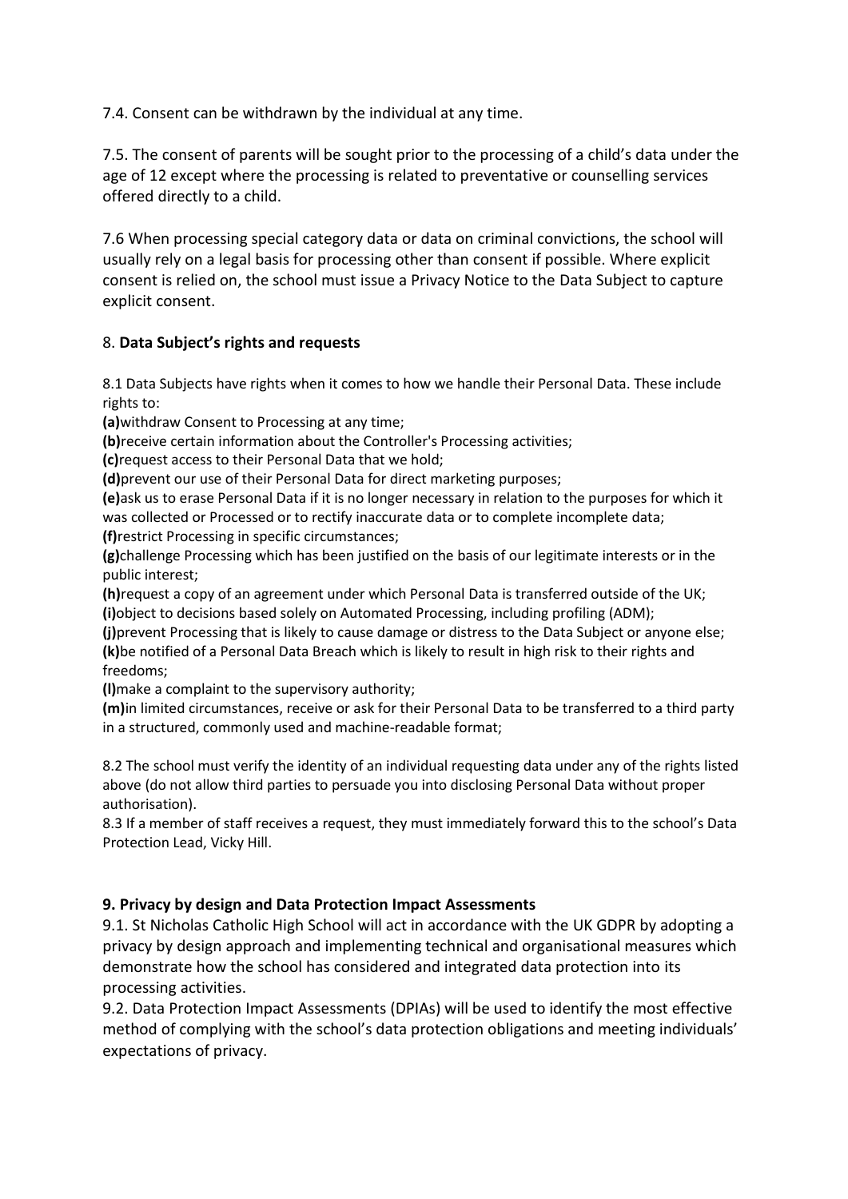7.4. Consent can be withdrawn by the individual at any time.

7.5. The consent of parents will be sought prior to the processing of a child's data under the age of 12 except where the processing is related to preventative or counselling services offered directly to a child.

7.6 When processing special category data or data on criminal convictions, the school will usually rely on a legal basis for processing other than consent if possible. Where explicit consent is relied on, the school must issue a Privacy Notice to the Data Subject to capture explicit consent.

## 8. **Data Subject's rights and requests**

8.1 Data Subjects have rights when it comes to how we handle their Personal Data. These include rights to:

**(a)**withdraw Consent to Processing at any time;
**(b)**receive certain information about the Controller's Processing activities;
**(c)**request access to their Personal Data that we hold;
**(d)**prevent our use of their Personal Data for direct marketing purposes;
**(e)**ask us to erase Personal Data if it is no longer necessary in relation to the purposes for which it was collected or Processed or to rectify inaccurate data or to complete incomplete data;
**(f)**restrict Processing in specific circumstances;
**(g)**challenge Processing which has been justified on the basis of our legitimate interests or in the public interest;
**(h)**request a copy of an agreement under which Personal Data is transferred outside of the UK;
**(i)**object to decisions based solely on Automated Processing, including profiling (ADM);
**(j)**prevent Processing that is likely to cause damage or distress to the Data Subject or anyone else;
**(k)**be notified of a Personal Data Breach which is likely to result in high risk to their rights and freedoms;
**(l)**make a complaint to the supervisory authority;
**(m)**in limited circumstances, receive or ask for their Personal Data to be transferred to a third party in a structured, commonly used and machine-readable format;

8.2 The school must verify the identity of an individual requesting data under any of the rights listed above (do not allow third parties to persuade you into disclosing Personal Data without proper authorisation).
8.3 If a member of staff receives a request, they must immediately forward this to the school's Data Protection Lead, Vicky Hill.

## 9. Privacy by design and Data Protection Impact Assessments

9.1. St Nicholas Catholic High School will act in accordance with the UK GDPR by adopting a privacy by design approach and implementing technical and organisational measures which demonstrate how the school has considered and integrated data protection into its processing activities.
9.2. Data Protection Impact Assessments (DPIAs) will be used to identify the most effective method of complying with the school's data protection obligations and meeting individuals' expectations of privacy.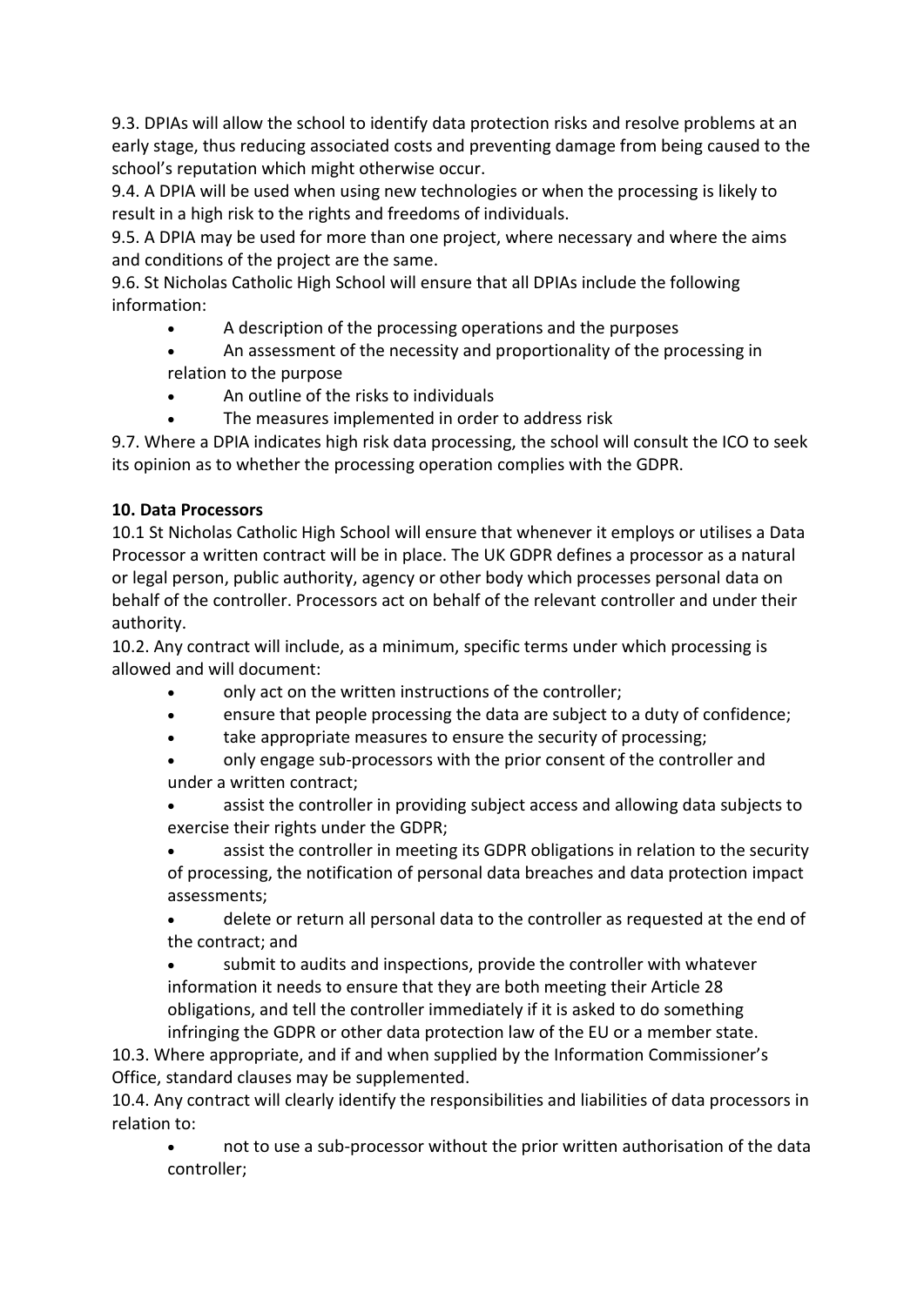9.3. DPIAs will allow the school to identify data protection risks and resolve problems at an early stage, thus reducing associated costs and preventing damage from being caused to the school's reputation which might otherwise occur.
9.4. A DPIA will be used when using new technologies or when the processing is likely to result in a high risk to the rights and freedoms of individuals.
9.5. A DPIA may be used for more than one project, where necessary and where the aims and conditions of the project are the same.
9.6. St Nicholas Catholic High School will ensure that all DPIAs include the following information:

- A description of the processing operations and the purposes
- An assessment of the necessity and proportionality of the processing in relation to the purpose
- An outline of the risks to individuals
- The measures implemented in order to address risk

9.7. Where a DPIA indicates high risk data processing, the school will consult the ICO to seek its opinion as to whether the processing operation complies with the GDPR.

**10. Data Processors**

10.1 St Nicholas Catholic High School will ensure that whenever it employs or utilises a Data Processor a written contract will be in place. The UK GDPR defines a processor as a natural or legal person, public authority, agency or other body which processes personal data on behalf of the controller. Processors act on behalf of the relevant controller and under their authority.
10.2. Any contract will include, as a minimum, specific terms under which processing is allowed and will document:

- only act on the written instructions of the controller;
- ensure that people processing the data are subject to a duty of confidence;
- take appropriate measures to ensure the security of processing;
- only engage sub-processors with the prior consent of the controller and under a written contract;
- assist the controller in providing subject access and allowing data subjects to exercise their rights under the GDPR;
- assist the controller in meeting its GDPR obligations in relation to the security of processing, the notification of personal data breaches and data protection impact assessments;
- delete or return all personal data to the controller as requested at the end of the contract; and
- submit to audits and inspections, provide the controller with whatever information it needs to ensure that they are both meeting their Article 28 obligations, and tell the controller immediately if it is asked to do something infringing the GDPR or other data protection law of the EU or a member state.

10.3. Where appropriate, and if and when supplied by the Information Commissioner's Office, standard clauses may be supplemented.
10.4. Any contract will clearly identify the responsibilities and liabilities of data processors in relation to:

- not to use a sub-processor without the prior written authorisation of the data controller;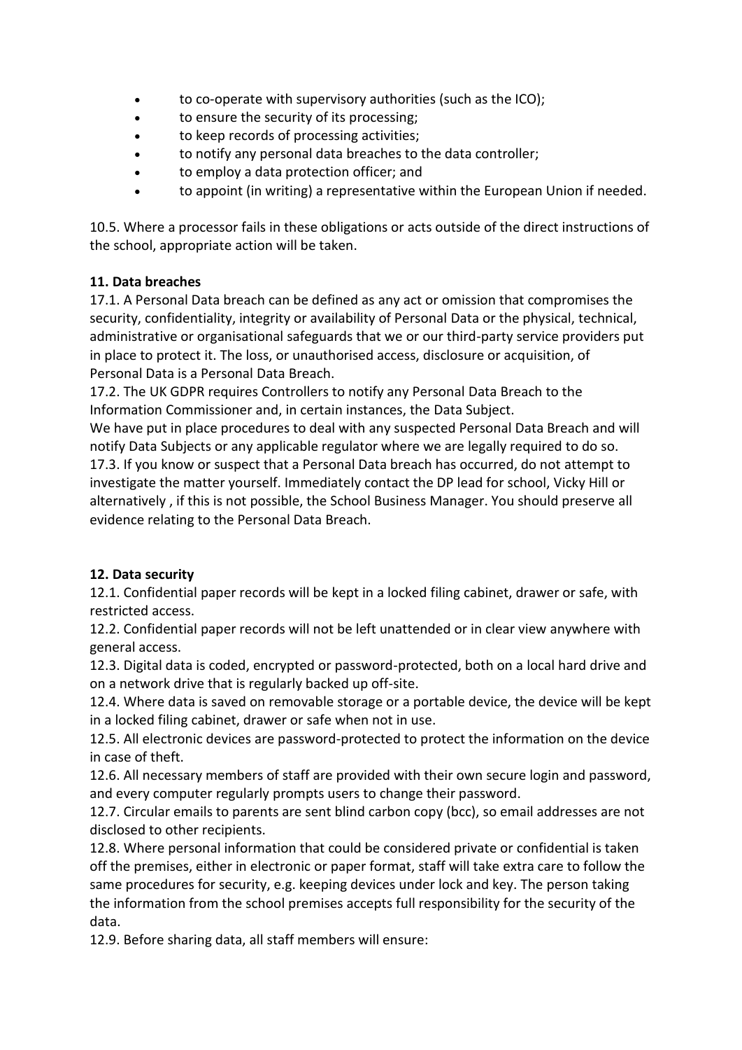- to co-operate with supervisory authorities (such as the ICO);
- to ensure the security of its processing;
- to keep records of processing activities;
- to notify any personal data breaches to the data controller;
- to employ a data protection officer; and
- to appoint (in writing) a representative within the European Union if needed.

10.5. Where a processor fails in these obligations or acts outside of the direct instructions of the school, appropriate action will be taken.

**11. Data breaches**

17.1. A Personal Data breach can be defined as any act or omission that compromises the security, confidentiality, integrity or availability of Personal Data or the physical, technical, administrative or organisational safeguards that we or our third-party service providers put in place to protect it. The loss, or unauthorised access, disclosure or acquisition, of Personal Data is a Personal Data Breach.

17.2. The UK GDPR requires Controllers to notify any Personal Data Breach to the Information Commissioner and, in certain instances, the Data Subject.

We have put in place procedures to deal with any suspected Personal Data Breach and will notify Data Subjects or any applicable regulator where we are legally required to do so.

17.3. If you know or suspect that a Personal Data breach has occurred, do not attempt to investigate the matter yourself. Immediately contact the DP lead for school, Vicky Hill or alternatively , if this is not possible, the School Business Manager. You should preserve all evidence relating to the Personal Data Breach.

**12. Data security**

12.1. Confidential paper records will be kept in a locked filing cabinet, drawer or safe, with restricted access.

12.2. Confidential paper records will not be left unattended or in clear view anywhere with general access.

12.3. Digital data is coded, encrypted or password-protected, both on a local hard drive and on a network drive that is regularly backed up off-site.

12.4. Where data is saved on removable storage or a portable device, the device will be kept in a locked filing cabinet, drawer or safe when not in use.

12.5. All electronic devices are password-protected to protect the information on the device in case of theft.

12.6. All necessary members of staff are provided with their own secure login and password, and every computer regularly prompts users to change their password.

12.7. Circular emails to parents are sent blind carbon copy (bcc), so email addresses are not disclosed to other recipients.

12.8. Where personal information that could be considered private or confidential is taken off the premises, either in electronic or paper format, staff will take extra care to follow the same procedures for security, e.g. keeping devices under lock and key. The person taking the information from the school premises accepts full responsibility for the security of the data.

12.9. Before sharing data, all staff members will ensure: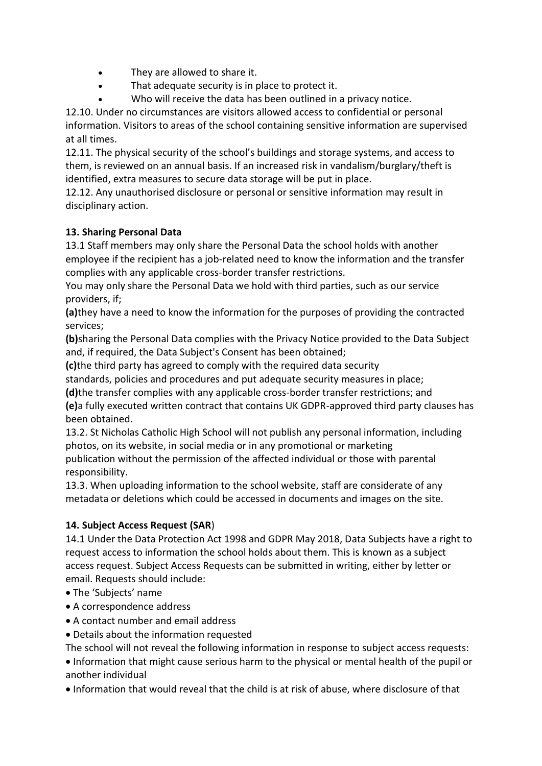- They are allowed to share it.
- That adequate security is in place to protect it.
- Who will receive the data has been outlined in a privacy notice.

12.10. Under no circumstances are visitors allowed access to confidential or personal information. Visitors to areas of the school containing sensitive information are supervised at all times.

12.11. The physical security of the school's buildings and storage systems, and access to them, is reviewed on an annual basis. If an increased risk in vandalism/burglary/theft is identified, extra measures to secure data storage will be put in place.

12.12. Any unauthorised disclosure or personal or sensitive information may result in disciplinary action.

**13. Sharing Personal Data**

13.1 Staff members may only share the Personal Data the school holds with another employee if the recipient has a job-related need to know the information and the transfer complies with any applicable cross-border transfer restrictions.

You may only share the Personal Data we hold with third parties, such as our service providers, if;

**(a)**they have a need to know the information for the purposes of providing the contracted services;

**(b)**sharing the Personal Data complies with the Privacy Notice provided to the Data Subject and, if required, the Data Subject's Consent has been obtained;

**(c)**the third party has agreed to comply with the required data security standards, policies and procedures and put adequate security measures in place;

**(d)**the transfer complies with any applicable cross-border transfer restrictions; and

**(e)**a fully executed written contract that contains UK GDPR-approved third party clauses has been obtained.

13.2. St Nicholas Catholic High School will not publish any personal information, including photos, on its website, in social media or in any promotional or marketing publication without the permission of the affected individual or those with parental responsibility.

13.3. When uploading information to the school website, staff are considerate of any metadata or deletions which could be accessed in documents and images on the site.

**14. Subject Access Request (SAR**)

14.1 Under the Data Protection Act 1998 and GDPR May 2018, Data Subjects have a right to request access to information the school holds about them. This is known as a subject access request. Subject Access Requests can be submitted in writing, either by letter or email. Requests should include:

- The 'Subjects' name
- A correspondence address
- A contact number and email address
- Details about the information requested

The school will not reveal the following information in response to subject access requests:

- Information that might cause serious harm to the physical or mental health of the pupil or another individual
- Information that would reveal that the child is at risk of abuse, where disclosure of that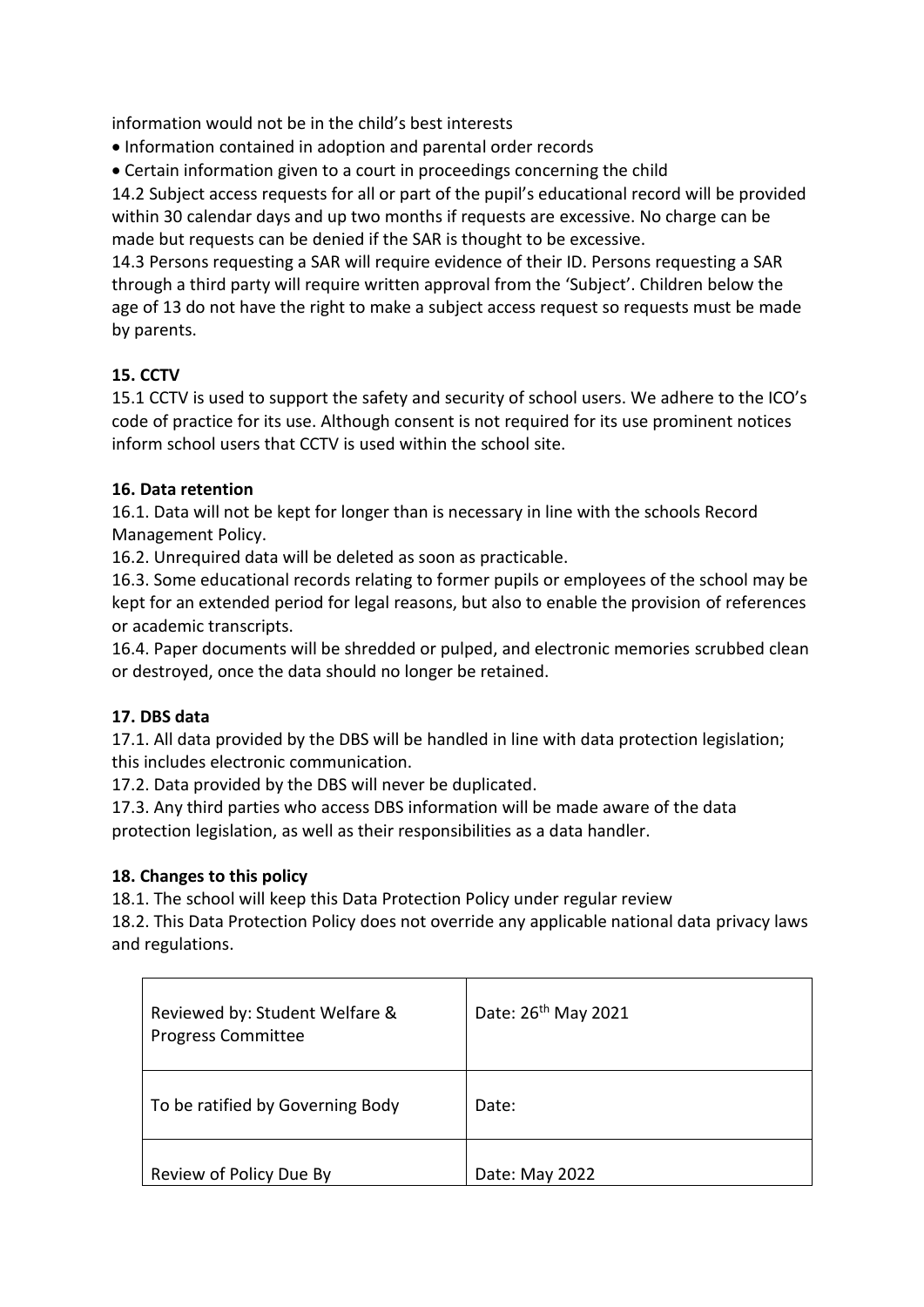information would not be in the child's best interests

- Information contained in adoption and parental order records
- Certain information given to a court in proceedings concerning the child

14.2 Subject access requests for all or part of the pupil's educational record will be provided within 30 calendar days and up two months if requests are excessive. No charge can be made but requests can be denied if the SAR is thought to be excessive.

14.3 Persons requesting a SAR will require evidence of their ID. Persons requesting a SAR through a third party will require written approval from the 'Subject'. Children below the age of 13 do not have the right to make a subject access request so requests must be made by parents.

**15. CCTV**

15.1 CCTV is used to support the safety and security of school users. We adhere to the ICO's code of practice for its use. Although consent is not required for its use prominent notices inform school users that CCTV is used within the school site.

**16. Data retention**

16.1. Data will not be kept for longer than is necessary in line with the schools Record Management Policy.

16.2. Unrequired data will be deleted as soon as practicable.

16.3. Some educational records relating to former pupils or employees of the school may be kept for an extended period for legal reasons, but also to enable the provision of references or academic transcripts.

16.4. Paper documents will be shredded or pulped, and electronic memories scrubbed clean or destroyed, once the data should no longer be retained.

**17. DBS data**

17.1. All data provided by the DBS will be handled in line with data protection legislation; this includes electronic communication.

17.2. Data provided by the DBS will never be duplicated.

17.3. Any third parties who access DBS information will be made aware of the data protection legislation, as well as their responsibilities as a data handler.

**18. Changes to this policy**

18.1. The school will keep this Data Protection Policy under regular review

18.2. This Data Protection Policy does not override any applicable national data privacy laws and regulations.

| | |
|---|---|
| Reviewed by: Student Welfare & Progress Committee | Date: 26th May 2021 |
| To be ratified by Governing Body | Date: |
| Review of Policy Due By | Date: May 2022 |